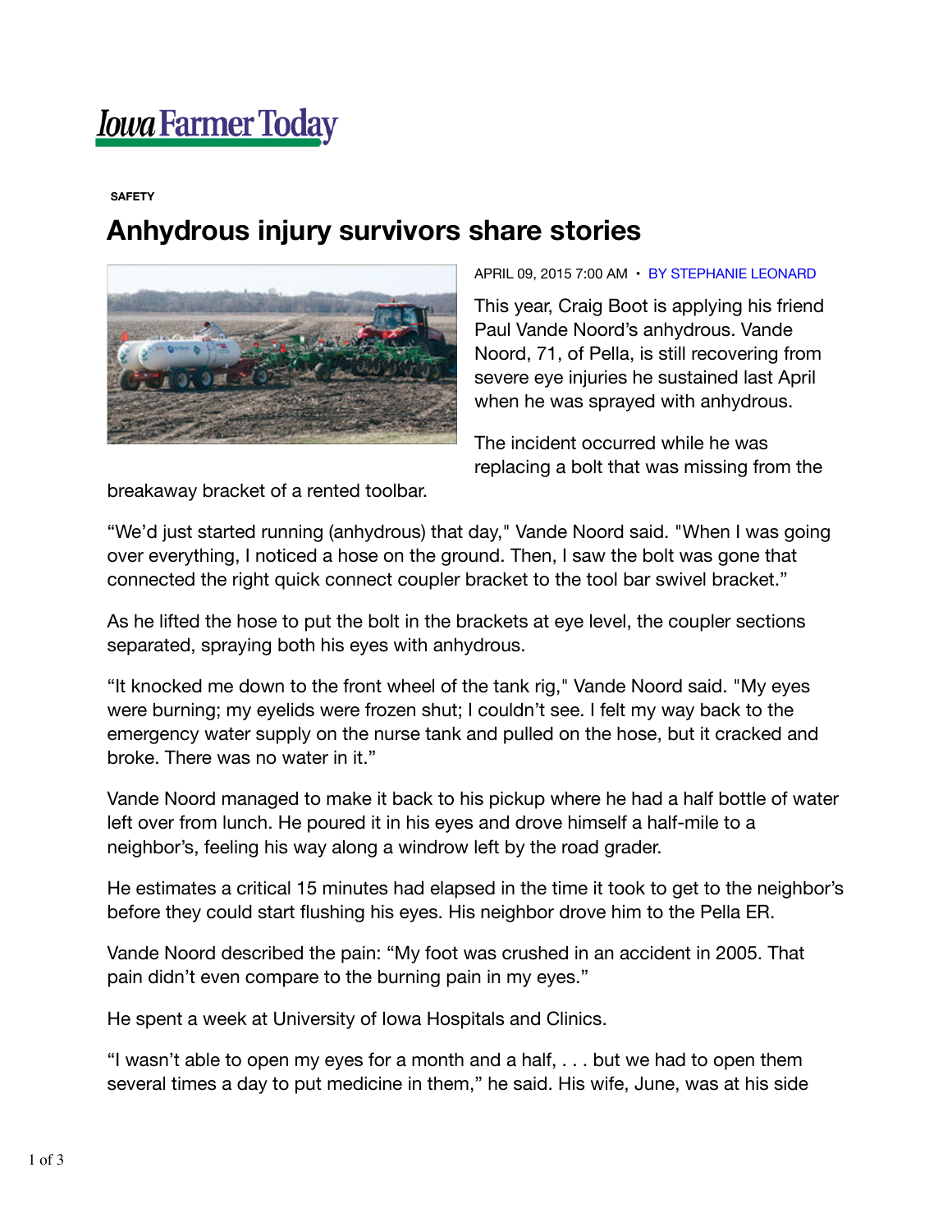Iowa Farmer Today

SAFETY

# Anhydrous injury survivors share stories

APRIL 09, 2015 7:00 AM • BY STEPHANIE LEONARD

This year, Craig Boot is applying his friend Paul Vande Noord's anhydrous. Vande Noord, 71, of Pella, is still recovering from severe eye injuries he sustained last April when he was sprayed with anhydrous.

The incident occurred while he was replacing a bolt that was missing from the breakaway bracket of a rented toolbar.

"We'd just started running (anhydrous) that day," Vande Noord said. "When I was going over everything, I noticed a hose on the ground. Then, I saw the bolt was gone that connected the right quick connect coupler bracket to the tool bar swivel bracket."

As he lifted the hose to put the bolt in the brackets at eye level, the coupler sections separated, spraying both his eyes with anhydrous.

"It knocked me down to the front wheel of the tank rig," Vande Noord said. "My eyes were burning; my eyelids were frozen shut; I couldn't see. I felt my way back to the emergency water supply on the nurse tank and pulled on the hose, but it cracked and broke. There was no water in it."

Vande Noord managed to make it back to his pickup where he had a half bottle of water left over from lunch. He poured it in his eyes and drove himself a half-mile to a neighbor's, feeling his way along a windrow left by the road grader.

He estimates a critical 15 minutes had elapsed in the time it took to get to the neighbor's before they could start flushing his eyes. His neighbor drove him to the Pella ER.

Vande Noord described the pain: "My foot was crushed in an accident in 2005. That pain didn't even compare to the burning pain in my eyes."

He spent a week at University of Iowa Hospitals and Clinics.

"I wasn't able to open my eyes for a month and a half, . . . but we had to open them several times a day to put medicine in them," he said. His wife, June, was at his side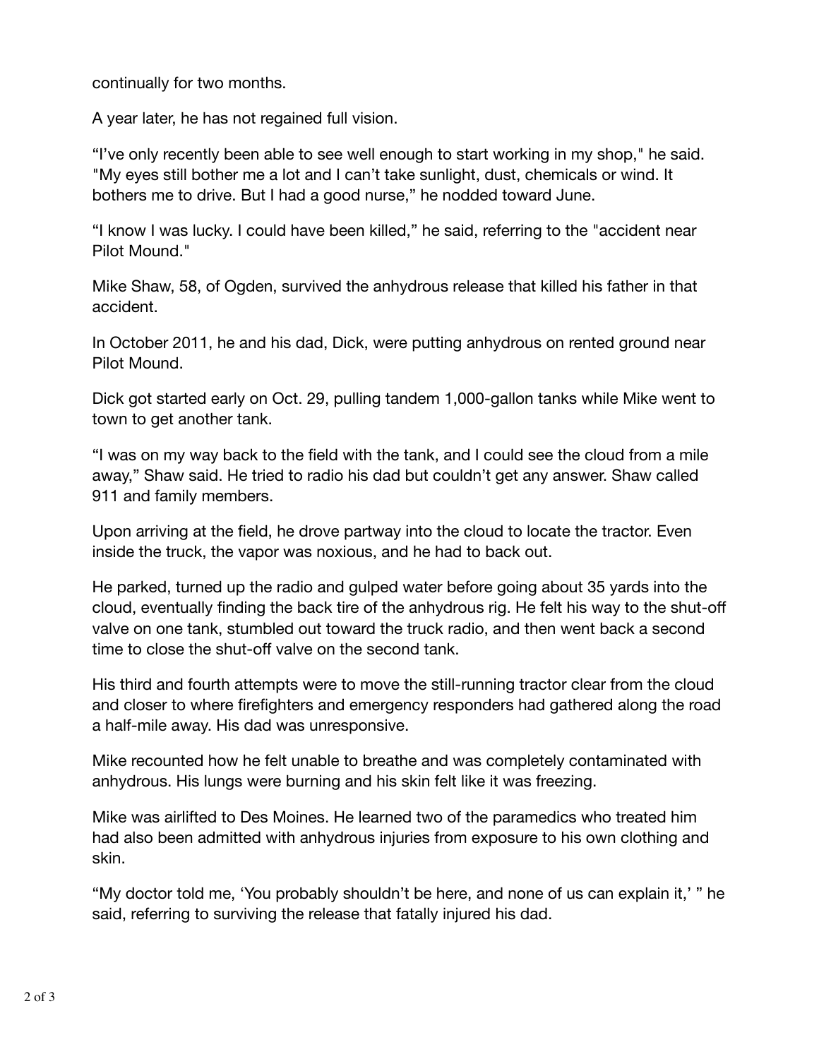continually for two months.

A year later, he has not regained full vision.

“I’ve only recently been able to see well enough to start working in my shop," he said. "My eyes still bother me a lot and I can’t take sunlight, dust, chemicals or wind. It bothers me to drive. But I had a good nurse,” he nodded toward June.

“I know I was lucky. I could have been killed,” he said, referring to the "accident near Pilot Mound."

Mike Shaw, 58, of Ogden, survived the anhydrous release that killed his father in that accident.

In October 2011, he and his dad, Dick, were putting anhydrous on rented ground near Pilot Mound.

Dick got started early on Oct. 29, pulling tandem 1,000-gallon tanks while Mike went to town to get another tank.

“I was on my way back to the field with the tank, and I could see the cloud from a mile away,” Shaw said. He tried to radio his dad but couldn’t get any answer. Shaw called 911 and family members.

Upon arriving at the field, he drove partway into the cloud to locate the tractor. Even inside the truck, the vapor was noxious, and he had to back out.

He parked, turned up the radio and gulped water before going about 35 yards into the cloud, eventually finding the back tire of the anhydrous rig. He felt his way to the shut-off valve on one tank, stumbled out toward the truck radio, and then went back a second time to close the shut-off valve on the second tank.

His third and fourth attempts were to move the still-running tractor clear from the cloud and closer to where firefighters and emergency responders had gathered along the road a half-mile away. His dad was unresponsive.

Mike recounted how he felt unable to breathe and was completely contaminated with anhydrous. His lungs were burning and his skin felt like it was freezing.

Mike was airlifted to Des Moines. He learned two of the paramedics who treated him had also been admitted with anhydrous injuries from exposure to his own clothing and skin.

“My doctor told me, ‘You probably shouldn’t be here, and none of us can explain it,’ ” he said, referring to surviving the release that fatally injured his dad.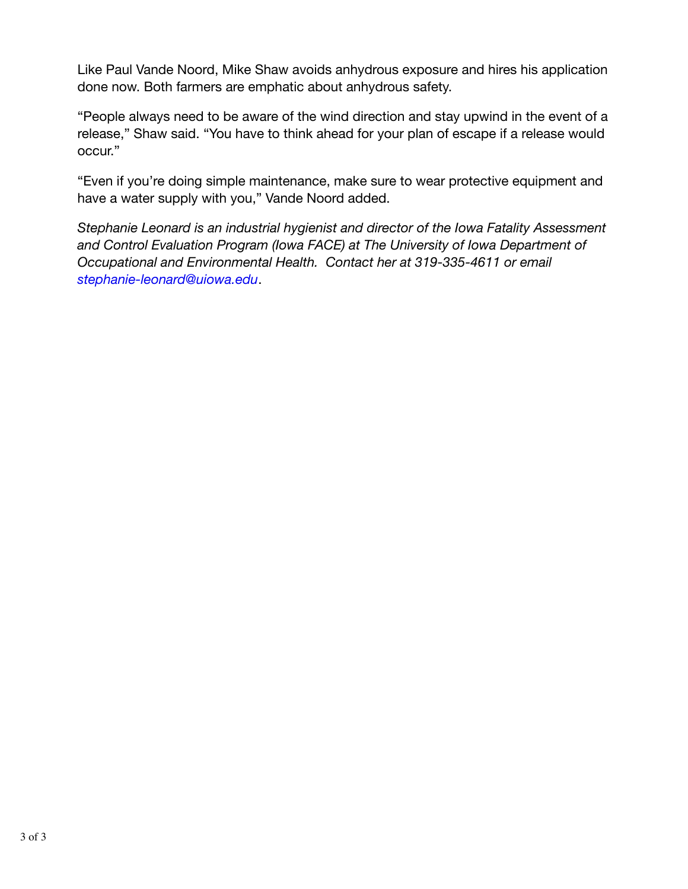Like Paul Vande Noord, Mike Shaw avoids anhydrous exposure and hires his application done now. Both farmers are emphatic about anhydrous safety.

“People always need to be aware of the wind direction and stay upwind in the event of a release,” Shaw said. “You have to think ahead for your plan of escape if a release would occur.”

“Even if you’re doing simple maintenance, make sure to wear protective equipment and have a water supply with you,” Vande Noord added.

*Stephanie Leonard is an industrial hygienist and director of the Iowa Fatality Assessment and Control Evaluation Program (Iowa FACE) at The University of Iowa Department of Occupational and Environmental Health. Contact her at 319-335-4611 or email stephanie-leonard@uiowa.edu*.